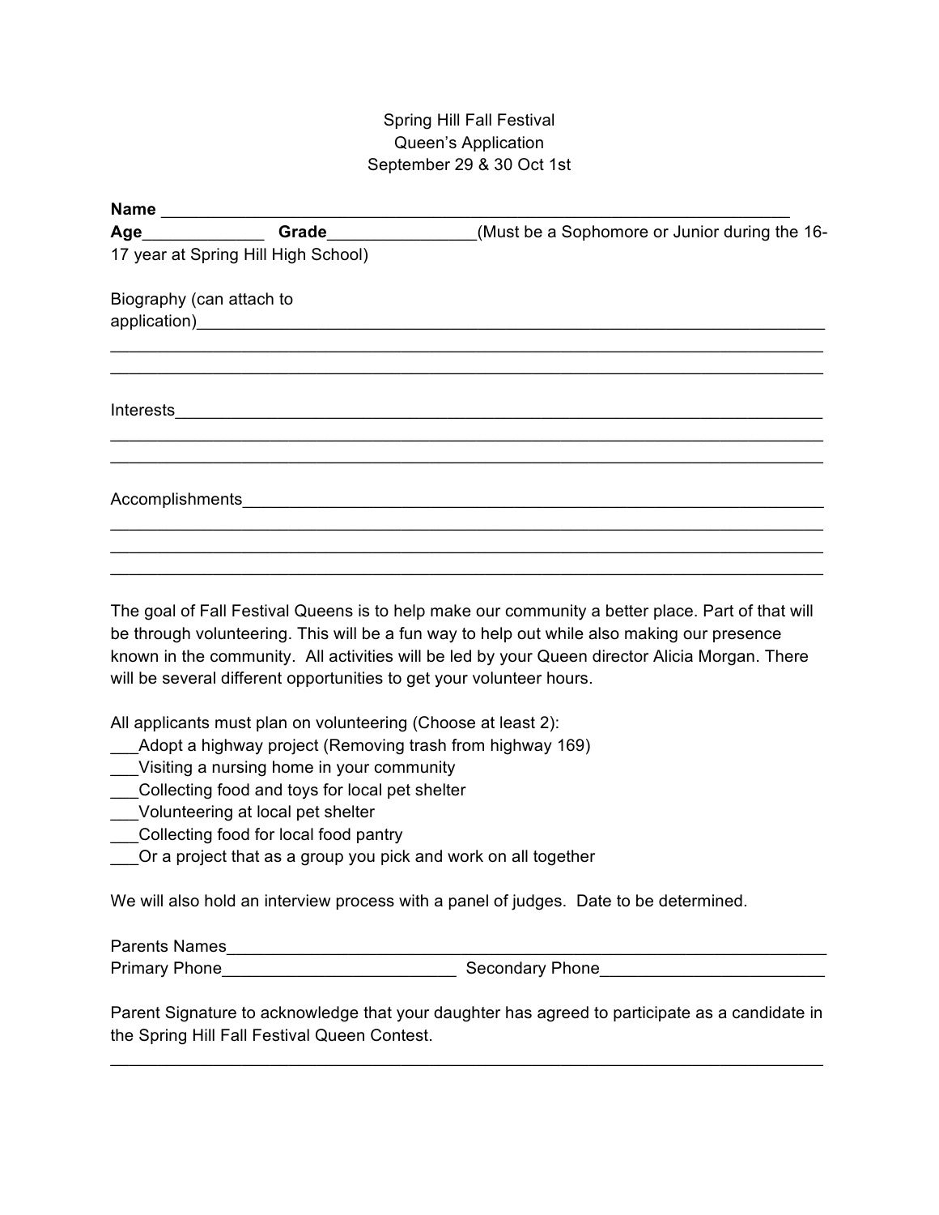Spring Hill Fall Festival
Queen's Application
September 29 & 30 Oct 1st

**Name** ___________________________________________________________________

**Age**_____________ **Grade**________________(Must be a Sophomore or Junior during the 16-17 year at Spring Hill High School)

Biography (can attach to application)____________________________________________________________
___________________________________________________________________________
___________________________________________________________________________

Interests____________________________________________________________________
___________________________________________________________________________
___________________________________________________________________________

Accomplishments______________________________________________________________
___________________________________________________________________________
___________________________________________________________________________
___________________________________________________________________________

The goal of Fall Festival Queens is to help make our community a better place. Part of that will be through volunteering. This will be a fun way to help out while also making our presence known in the community. All activities will be led by your Queen director Alicia Morgan. There will be several different opportunities to get your volunteer hours.

All applicants must plan on volunteering (Choose at least 2):

___Adopt a highway project (Removing trash from highway 169)
___Visiting a nursing home in your community
___Collecting food and toys for local pet shelter
___Volunteering at local pet shelter
___Collecting food for local food pantry
___Or a project that as a group you pick and work on all together

We will also hold an interview process with a panel of judges. Date to be determined.

Parents Names_______________________________________________________________
Primary Phone_________________________ Secondary Phone________________________

Parent Signature to acknowledge that your daughter has agreed to participate as a candidate in the Spring Hill Fall Festival Queen Contest.

___________________________________________________________________________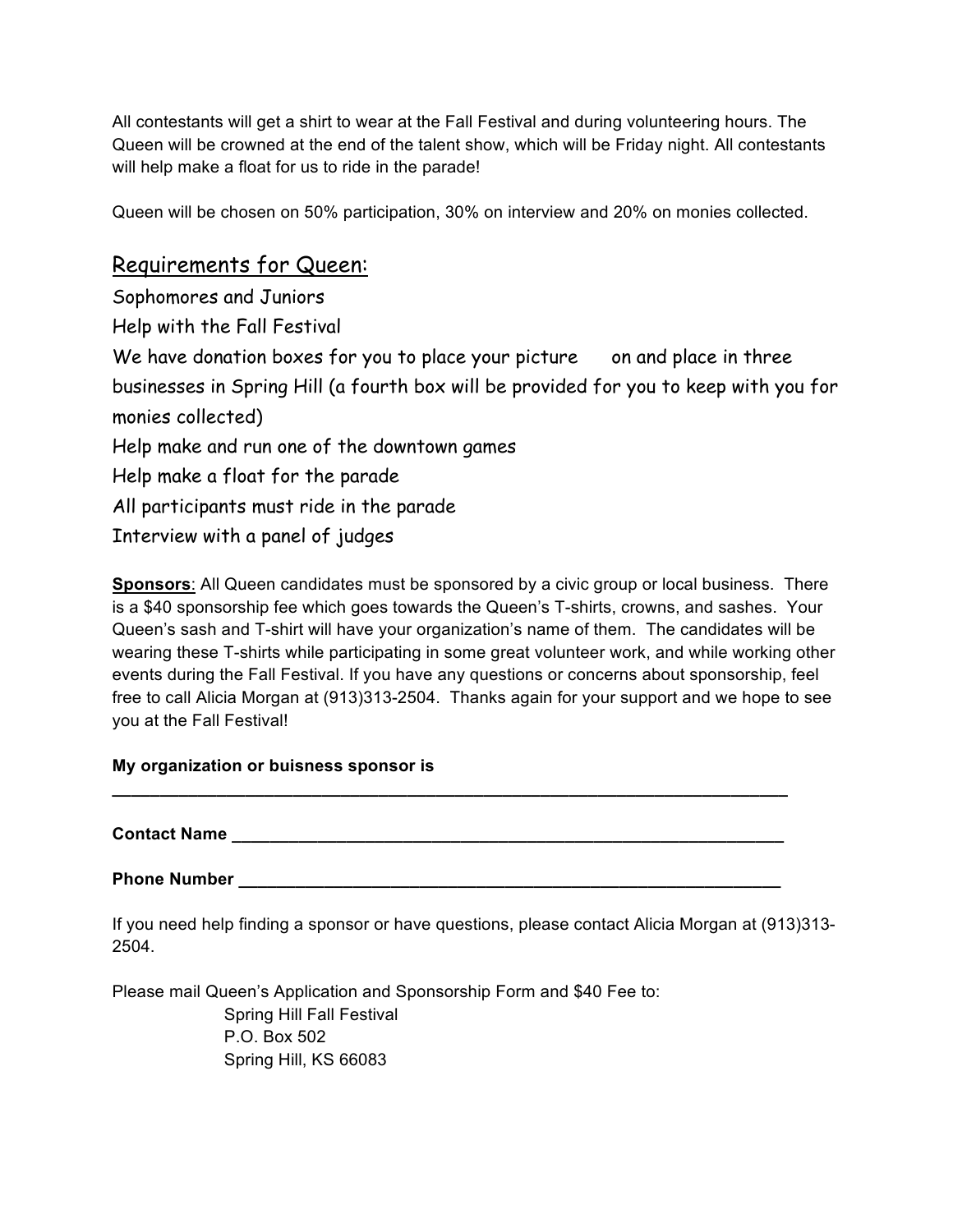All contestants will get a shirt to wear at the Fall Festival and during volunteering hours. The Queen will be crowned at the end of the talent show, which will be Friday night. All contestants will help make a float for us to ride in the parade!

Queen will be chosen on 50% participation, 30% on interview and 20% on monies collected.

## Requirements for Queen:

Sophomores and Juniors

Help with the Fall Festival

We have donation boxes for you to place your picture on and place in three businesses in Spring Hill (a fourth box will be provided for you to keep with you for monies collected)

Help make and run one of the downtown games

Help make a float for the parade

All participants must ride in the parade

Interview with a panel of judges

**Sponsors**: All Queen candidates must be sponsored by a civic group or local business. There is a $40 sponsorship fee which goes towards the Queen's T-shirts, crowns, and sashes. Your Queen's sash and T-shirt will have your organization's name of them. The candidates will be wearing these T-shirts while participating in some great volunteer work, and while working other events during the Fall Festival. If you have any questions or concerns about sponsorship, feel free to call Alicia Morgan at (913)313-2504. Thanks again for your support and we hope to see you at the Fall Festival!

**My organization or buisness sponsor is**

**______________________________________________________________________**

**Contact Name ________________________________________________________**

**Phone Number ________________________________________________________**

If you need help finding a sponsor or have questions, please contact Alicia Morgan at (913)313-2504.

Please mail Queen's Application and Sponsorship Form and $40 Fee to:

Spring Hill Fall Festival  
P.O. Box 502  
Spring Hill, KS 66083